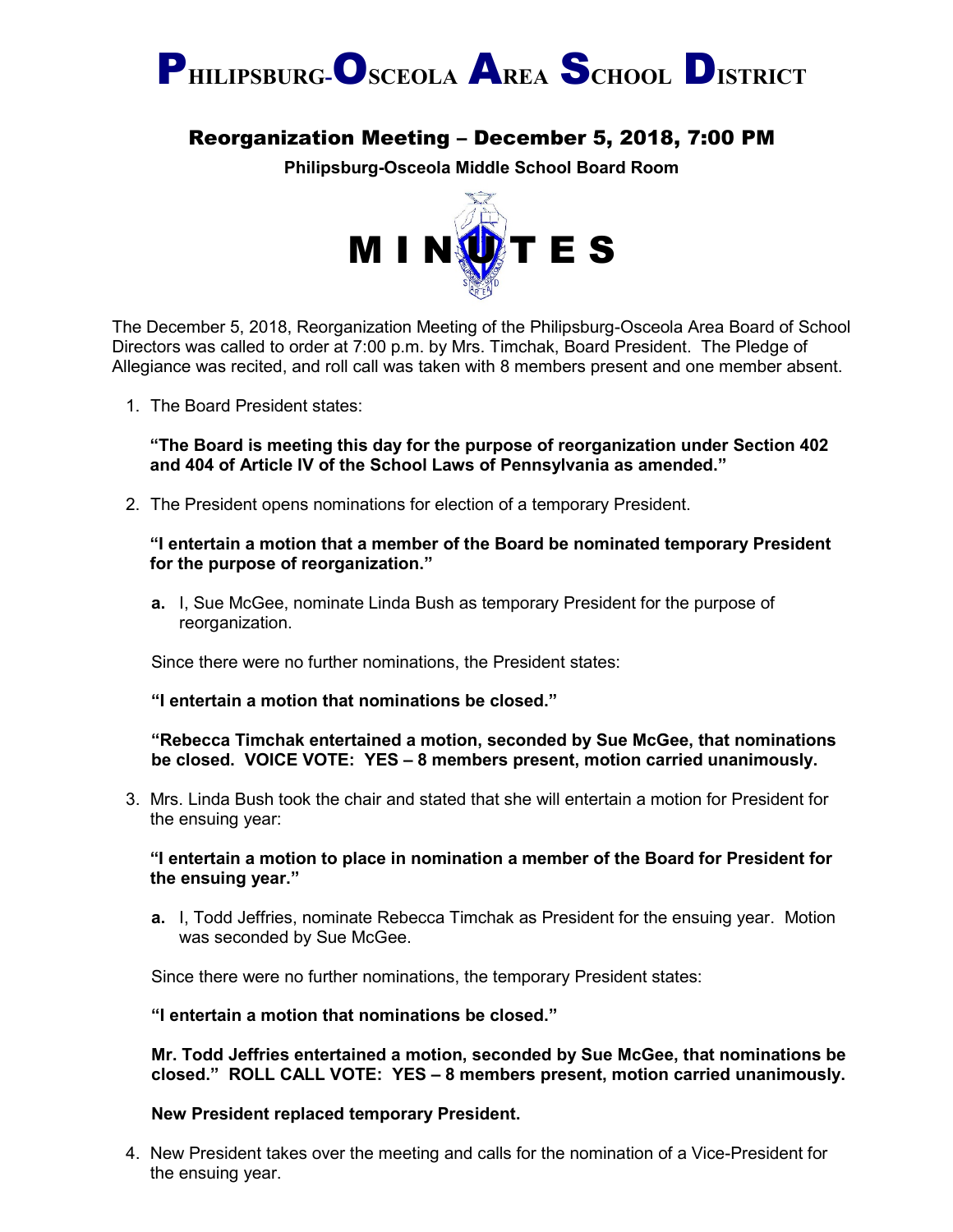# PHILIPSBURG-OSCEOLA AREA SCHOOL DISTRICT

## Reorganization Meeting – December 5, 2018, 7:00 PM

**Philipsburg-Osceola Middle School Board Room**

# MINUTES

The December 5, 2018, Reorganization Meeting of the Philipsburg-Osceola Area Board of School Directors was called to order at 7:00 p.m. by Mrs. Timchak, Board President. The Pledge of Allegiance was recited, and roll call was taken with 8 members present and one member absent.

1. The Board President states:

   **"The Board is meeting this day for the purpose of reorganization under Section 402 and 404 of Article IV of the School Laws of Pennsylvania as amended."**

2. The President opens nominations for election of a temporary President.

   **"I entertain a motion that a member of the Board be nominated temporary President for the purpose of reorganization."**

   **a.** I, Sue McGee, nominate Linda Bush as temporary President for the purpose of reorganization.

   Since there were no further nominations, the President states:

   **"I entertain a motion that nominations be closed."**

   **"Rebecca Timchak entertained a motion, seconded by Sue McGee, that nominations be closed. VOICE VOTE: YES – 8 members present, motion carried unanimously.**

3. Mrs. Linda Bush took the chair and stated that she will entertain a motion for President for the ensuing year:

   **"I entertain a motion to place in nomination a member of the Board for President for the ensuing year."**

   **a.** I, Todd Jeffries, nominate Rebecca Timchak as President for the ensuing year. Motion was seconded by Sue McGee.

   Since there were no further nominations, the temporary President states:

   **"I entertain a motion that nominations be closed."**

   **Mr. Todd Jeffries entertained a motion, seconded by Sue McGee, that nominations be closed." ROLL CALL VOTE: YES – 8 members present, motion carried unanimously.**

   **New President replaced temporary President.**

4. New President takes over the meeting and calls for the nomination of a Vice-President for the ensuing year.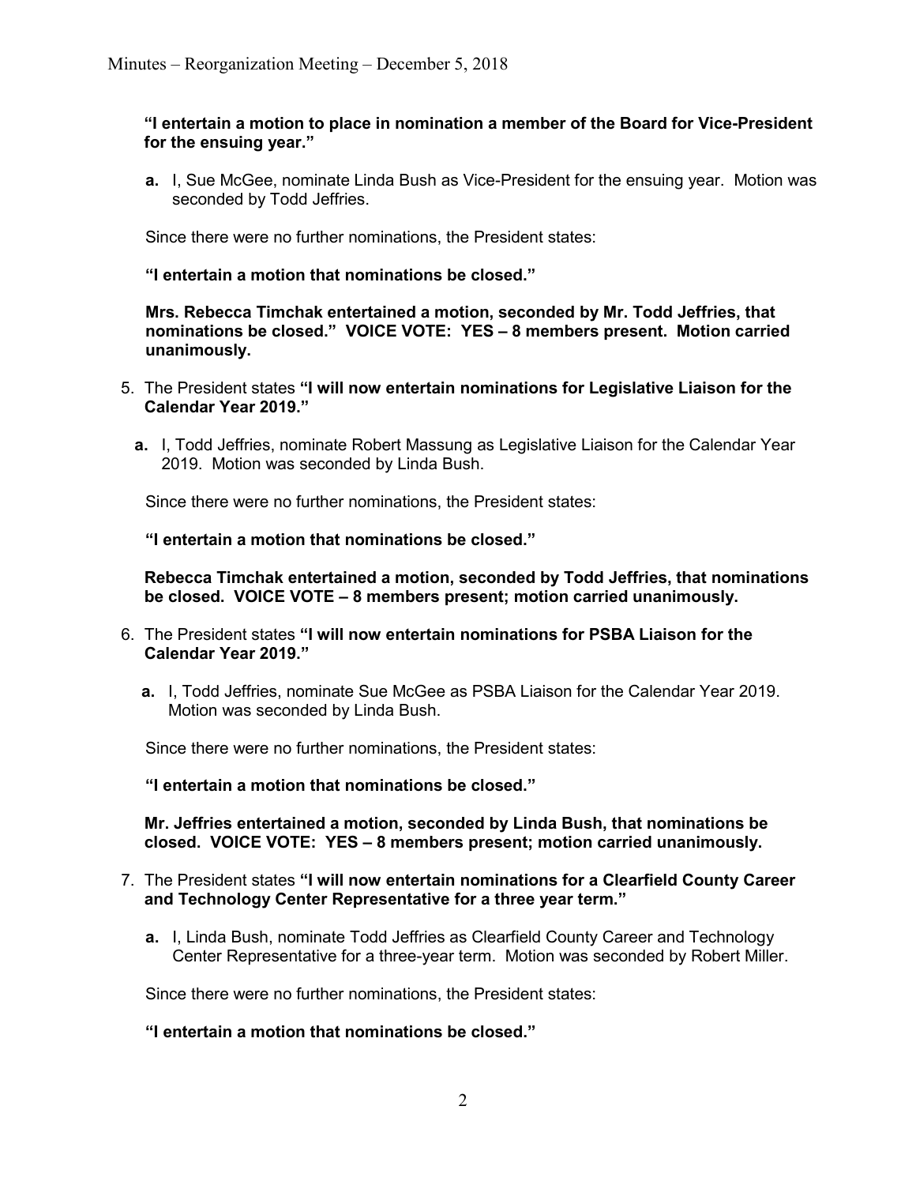**"I entertain a motion to place in nomination a member of the Board for Vice-President for the ensuing year."**

**a.** I, Sue McGee, nominate Linda Bush as Vice-President for the ensuing year. Motion was seconded by Todd Jeffries.

Since there were no further nominations, the President states:

**"I entertain a motion that nominations be closed."**

**Mrs. Rebecca Timchak entertained a motion, seconded by Mr. Todd Jeffries, that nominations be closed." VOICE VOTE: YES – 8 members present. Motion carried unanimously.**

5. The President states **"I will now entertain nominations for Legislative Liaison for the Calendar Year 2019."**

   **a.** I, Todd Jeffries, nominate Robert Massung as Legislative Liaison for the Calendar Year 2019. Motion was seconded by Linda Bush.

   Since there were no further nominations, the President states:

   **"I entertain a motion that nominations be closed."**

   **Rebecca Timchak entertained a motion, seconded by Todd Jeffries, that nominations be closed. VOICE VOTE – 8 members present; motion carried unanimously.**

6. The President states **"I will now entertain nominations for PSBA Liaison for the Calendar Year 2019."**

   **a.** I, Todd Jeffries, nominate Sue McGee as PSBA Liaison for the Calendar Year 2019. Motion was seconded by Linda Bush.

   Since there were no further nominations, the President states:

   **"I entertain a motion that nominations be closed."**

   **Mr. Jeffries entertained a motion, seconded by Linda Bush, that nominations be closed. VOICE VOTE: YES – 8 members present; motion carried unanimously.**

7. The President states **"I will now entertain nominations for a Clearfield County Career and Technology Center Representative for a three year term."**

   **a.** I, Linda Bush, nominate Todd Jeffries as Clearfield County Career and Technology Center Representative for a three-year term. Motion was seconded by Robert Miller.

   Since there were no further nominations, the President states:

   **"I entertain a motion that nominations be closed."**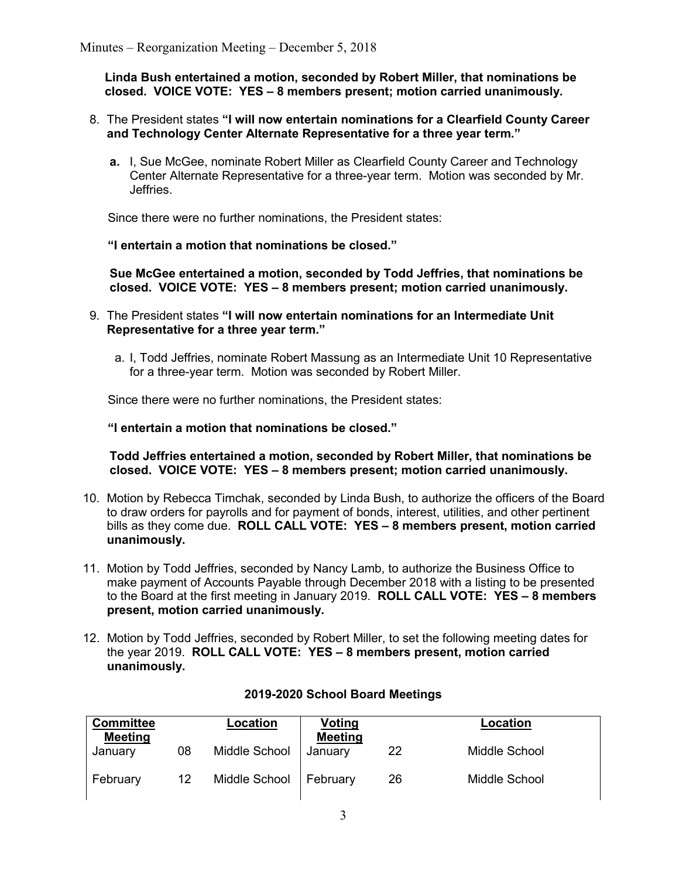**Linda Bush entertained a motion, seconded by Robert Miller, that nominations be closed. VOICE VOTE: YES – 8 members present; motion carried unanimously.**

8. The President states **"I will now entertain nominations for a Clearfield County Career and Technology Center Alternate Representative for a three year term."**

   **a.** I, Sue McGee, nominate Robert Miller as Clearfield County Career and Technology Center Alternate Representative for a three-year term. Motion was seconded by Mr. Jeffries.

   Since there were no further nominations, the President states:

   **"I entertain a motion that nominations be closed."**

   **Sue McGee entertained a motion, seconded by Todd Jeffries, that nominations be closed. VOICE VOTE: YES – 8 members present; motion carried unanimously.**

9. The President states **"I will now entertain nominations for an Intermediate Unit Representative for a three year term."**

   a. I, Todd Jeffries, nominate Robert Massung as an Intermediate Unit 10 Representative for a three-year term. Motion was seconded by Robert Miller.

   Since there were no further nominations, the President states:

   **"I entertain a motion that nominations be closed."**

   **Todd Jeffries entertained a motion, seconded by Robert Miller, that nominations be closed. VOICE VOTE: YES – 8 members present; motion carried unanimously.**

10. Motion by Rebecca Timchak, seconded by Linda Bush, to authorize the officers of the Board to draw orders for payrolls and for payment of bonds, interest, utilities, and other pertinent bills as they come due. **ROLL CALL VOTE: YES – 8 members present, motion carried unanimously.**

11. Motion by Todd Jeffries, seconded by Nancy Lamb, to authorize the Business Office to make payment of Accounts Payable through December 2018 with a listing to be presented to the Board at the first meeting in January 2019. **ROLL CALL VOTE: YES – 8 members present, motion carried unanimously.**

12. Motion by Todd Jeffries, seconded by Robert Miller, to set the following meeting dates for the year 2019. **ROLL CALL VOTE: YES – 8 members present, motion carried unanimously.**

**2019-2020 School Board Meetings**

| Committee Meeting | | Location | Voting Meeting | | Location |
|---|---|---|---|---|---|
| January | 08 | Middle School | January | 22 | Middle School |
| February | 12 | Middle School | February | 26 | Middle School |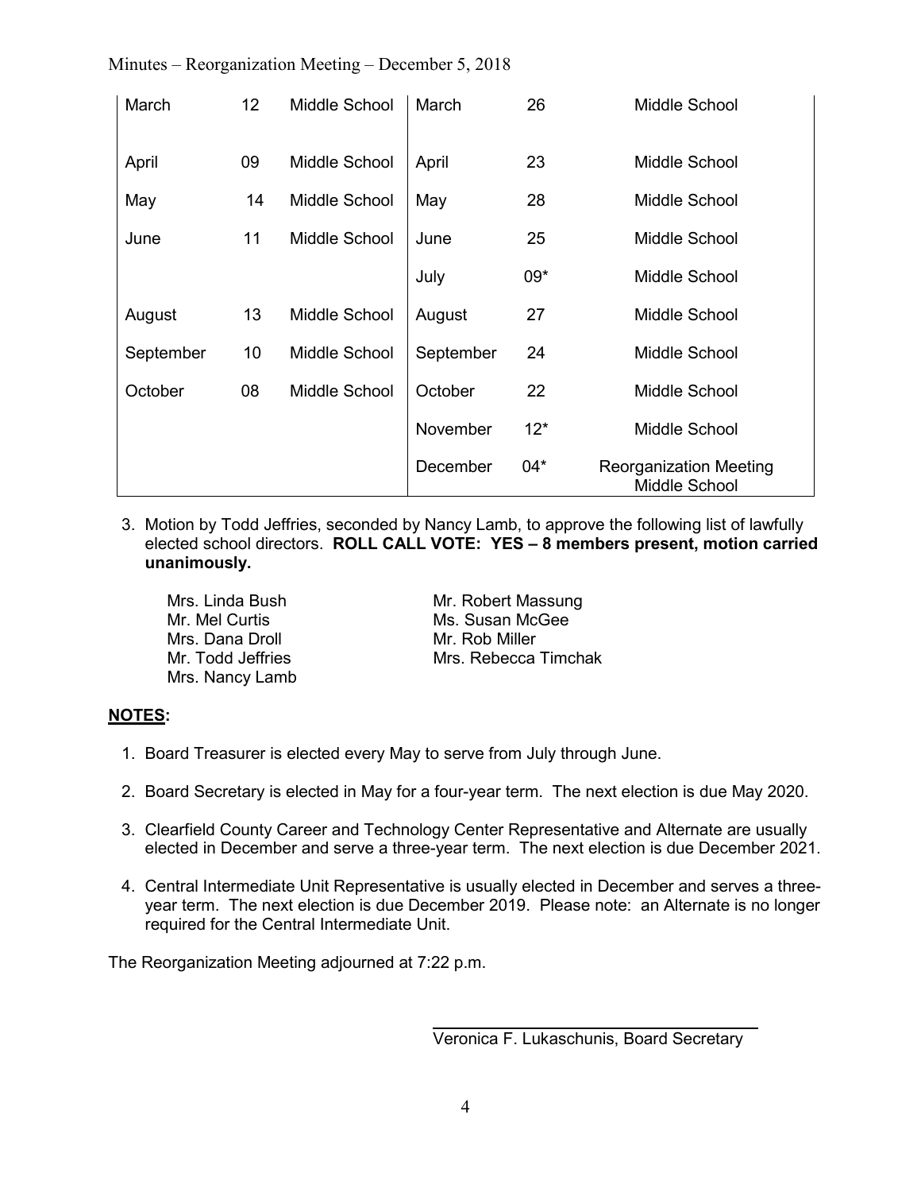| | | | | | |
|---|---|---|---|---|---|
| March | 12 | Middle School | March | 26 | Middle School |
| April | 09 | Middle School | April | 23 | Middle School |
| May | 14 | Middle School | May | 28 | Middle School |
| June | 11 | Middle School | June | 25 | Middle School |
| | | | July | 09* | Middle School |
| August | 13 | Middle School | August | 27 | Middle School |
| September | 10 | Middle School | September | 24 | Middle School |
| October | 08 | Middle School | October | 22 | Middle School |
| | | | November | 12* | Middle School |
| | | | December | 04* | Reorganization Meeting Middle School |

3. Motion by Todd Jeffries, seconded by Nancy Lamb, to approve the following list of lawfully elected school directors. **ROLL CALL VOTE: YES – 8 members present, motion carried unanimously.**

   Mrs. Linda Bush
   Mr. Mel Curtis
   Mrs. Dana Droll
   Mr. Todd Jeffries
   Mrs. Nancy Lamb
   Mr. Robert Massung
   Ms. Susan McGee
   Mr. Rob Miller
   Mrs. Rebecca Timchak

**NOTES:**

1. Board Treasurer is elected every May to serve from July through June.
2. Board Secretary is elected in May for a four-year term. The next election is due May 2020.
3. Clearfield County Career and Technology Center Representative and Alternate are usually elected in December and serve a three-year term. The next election is due December 2021.
4. Central Intermediate Unit Representative is usually elected in December and serves a three-year term. The next election is due December 2019. Please note: an Alternate is no longer required for the Central Intermediate Unit.

The Reorganization Meeting adjourned at 7:22 p.m.

Veronica F. Lukaschunis, Board Secretary